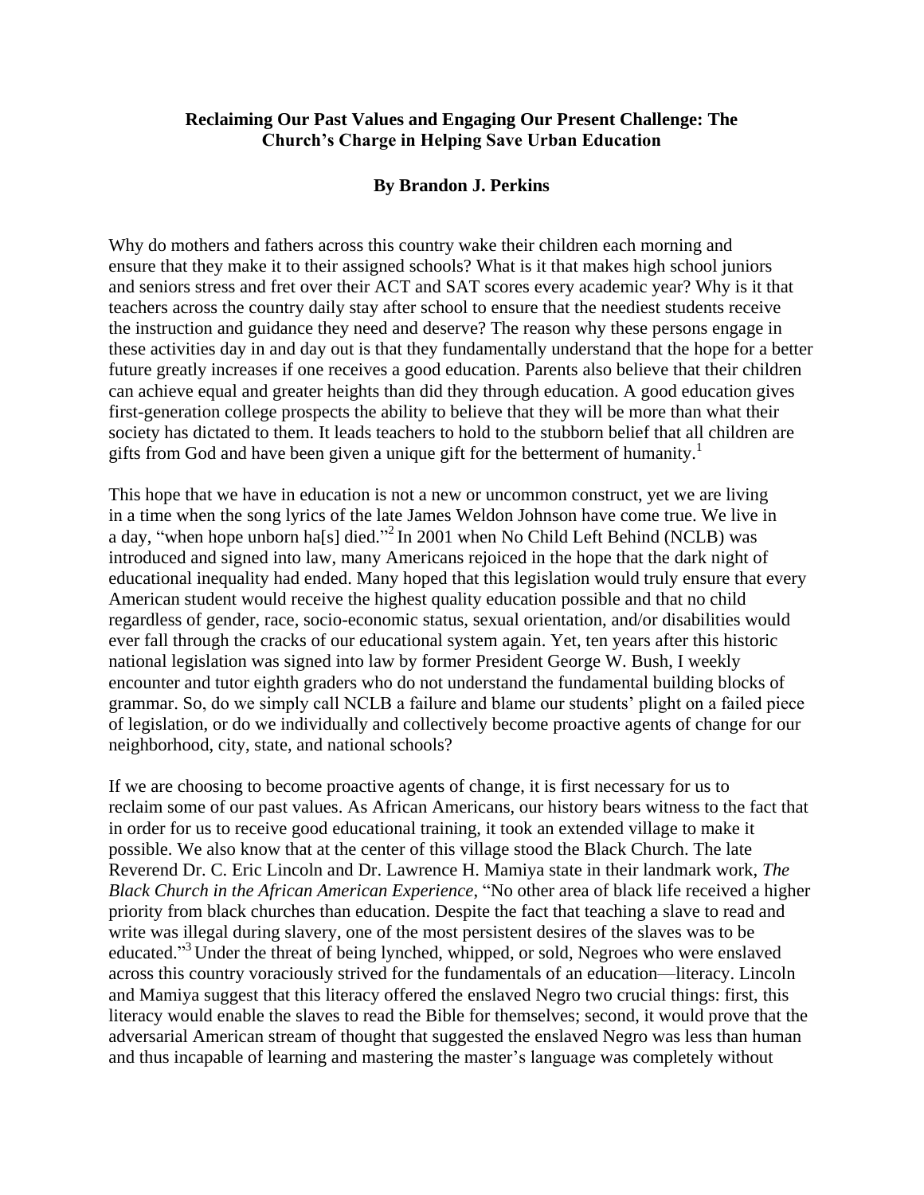**Reclaiming Our Past Values and Engaging Our Present Challenge: The Church's Charge in Helping Save Urban Education**

**By Brandon J. Perkins**

Why do mothers and fathers across this country wake their children each morning and ensure that they make it to their assigned schools? What is it that makes high school juniors and seniors stress and fret over their ACT and SAT scores every academic year? Why is it that teachers across the country daily stay after school to ensure that the neediest students receive the instruction and guidance they need and deserve? The reason why these persons engage in these activities day in and day out is that they fundamentally understand that the hope for a better future greatly increases if one receives a good education. Parents also believe that their children can achieve equal and greater heights than did they through education. A good education gives first-generation college prospects the ability to believe that they will be more than what their society has dictated to them. It leads teachers to hold to the stubborn belief that all children are gifts from God and have been given a unique gift for the betterment of humanity.[1]

This hope that we have in education is not a new or uncommon construct, yet we are living in a time when the song lyrics of the late James Weldon Johnson have come true. We live in a day, "when hope unborn ha[s] died."[2] In 2001 when No Child Left Behind (NCLB) was introduced and signed into law, many Americans rejoiced in the hope that the dark night of educational inequality had ended. Many hoped that this legislation would truly ensure that every American student would receive the highest quality education possible and that no child regardless of gender, race, socio-economic status, sexual orientation, and/or disabilities would ever fall through the cracks of our educational system again. Yet, ten years after this historic national legislation was signed into law by former President George W. Bush, I weekly encounter and tutor eighth graders who do not understand the fundamental building blocks of grammar. So, do we simply call NCLB a failure and blame our students' plight on a failed piece of legislation, or do we individually and collectively become proactive agents of change for our neighborhood, city, state, and national schools?

If we are choosing to become proactive agents of change, it is first necessary for us to reclaim some of our past values. As African Americans, our history bears witness to the fact that in order for us to receive good educational training, it took an extended village to make it possible. We also know that at the center of this village stood the Black Church. The late Reverend Dr. C. Eric Lincoln and Dr. Lawrence H. Mamiya state in their landmark work, *The Black Church in the African American Experience*, "No other area of black life received a higher priority from black churches than education. Despite the fact that teaching a slave to read and write was illegal during slavery, one of the most persistent desires of the slaves was to be educated."[3] Under the threat of being lynched, whipped, or sold, Negroes who were enslaved across this country voraciously strived for the fundamentals of an education—literacy. Lincoln and Mamiya suggest that this literacy offered the enslaved Negro two crucial things: first, this literacy would enable the slaves to read the Bible for themselves; second, it would prove that the adversarial American stream of thought that suggested the enslaved Negro was less than human and thus incapable of learning and mastering the master's language was completely without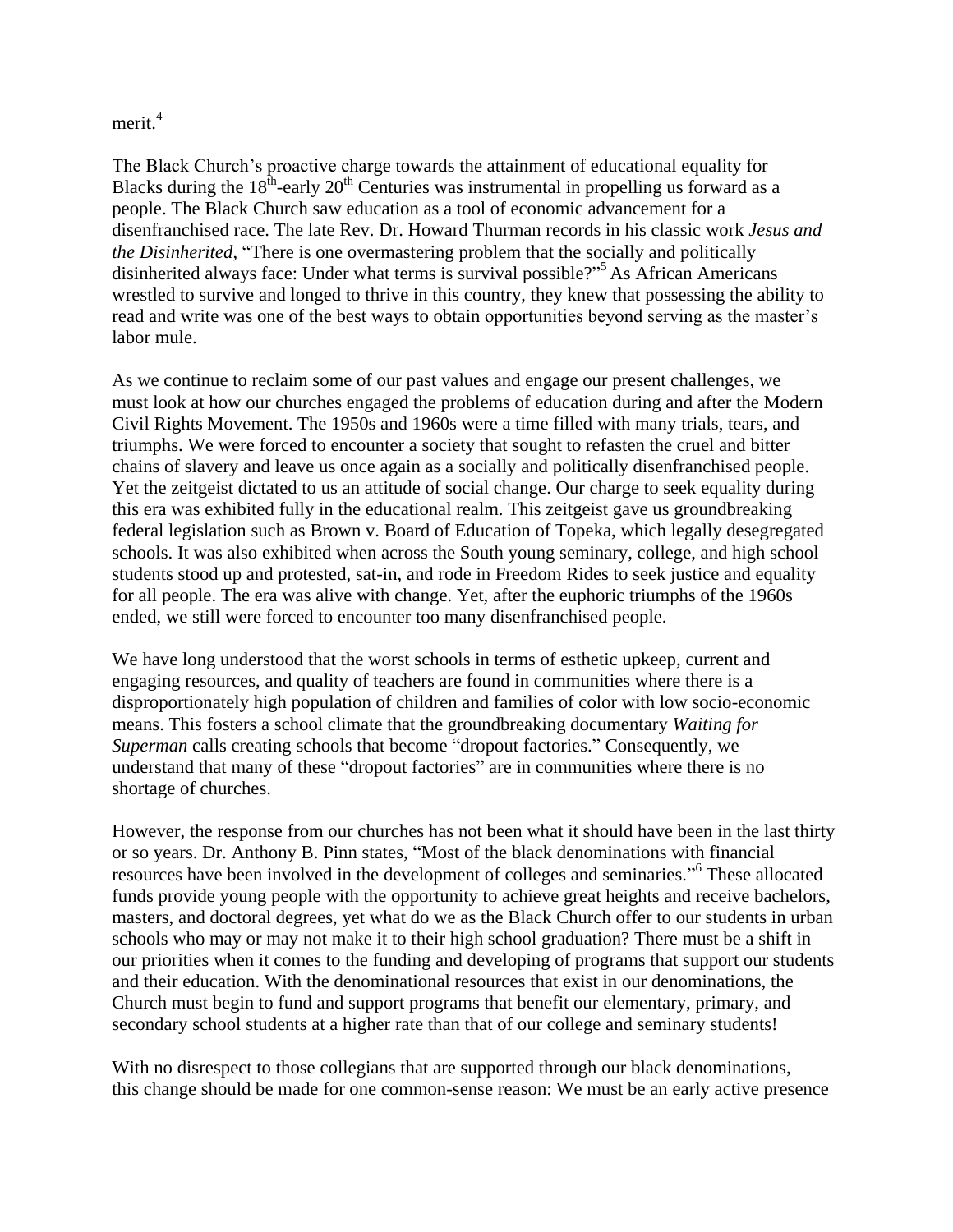merit.[4]

The Black Church's proactive charge towards the attainment of educational equality for Blacks during the 18th-early 20th Centuries was instrumental in propelling us forward as a people. The Black Church saw education as a tool of economic advancement for a disenfranchised race. The late Rev. Dr. Howard Thurman records in his classic work *Jesus and the Disinherited*, "There is one overmastering problem that the socially and politically disinherited always face: Under what terms is survival possible?"[5] As African Americans wrestled to survive and longed to thrive in this country, they knew that possessing the ability to read and write was one of the best ways to obtain opportunities beyond serving as the master's labor mule.

As we continue to reclaim some of our past values and engage our present challenges, we must look at how our churches engaged the problems of education during and after the Modern Civil Rights Movement. The 1950s and 1960s were a time filled with many trials, tears, and triumphs. We were forced to encounter a society that sought to refasten the cruel and bitter chains of slavery and leave us once again as a socially and politically disenfranchised people. Yet the zeitgeist dictated to us an attitude of social change. Our charge to seek equality during this era was exhibited fully in the educational realm. This zeitgeist gave us groundbreaking federal legislation such as Brown v. Board of Education of Topeka, which legally desegregated schools. It was also exhibited when across the South young seminary, college, and high school students stood up and protested, sat-in, and rode in Freedom Rides to seek justice and equality for all people. The era was alive with change. Yet, after the euphoric triumphs of the 1960s ended, we still were forced to encounter too many disenfranchised people.

We have long understood that the worst schools in terms of esthetic upkeep, current and engaging resources, and quality of teachers are found in communities where there is a disproportionately high population of children and families of color with low socio-economic means. This fosters a school climate that the groundbreaking documentary *Waiting for Superman* calls creating schools that become "dropout factories." Consequently, we understand that many of these "dropout factories" are in communities where there is no shortage of churches.

However, the response from our churches has not been what it should have been in the last thirty or so years. Dr. Anthony B. Pinn states, "Most of the black denominations with financial resources have been involved in the development of colleges and seminaries."[6] These allocated funds provide young people with the opportunity to achieve great heights and receive bachelors, masters, and doctoral degrees, yet what do we as the Black Church offer to our students in urban schools who may or may not make it to their high school graduation? There must be a shift in our priorities when it comes to the funding and developing of programs that support our students and their education. With the denominational resources that exist in our denominations, the Church must begin to fund and support programs that benefit our elementary, primary, and secondary school students at a higher rate than that of our college and seminary students!

With no disrespect to those collegians that are supported through our black denominations, this change should be made for one common-sense reason: We must be an early active presence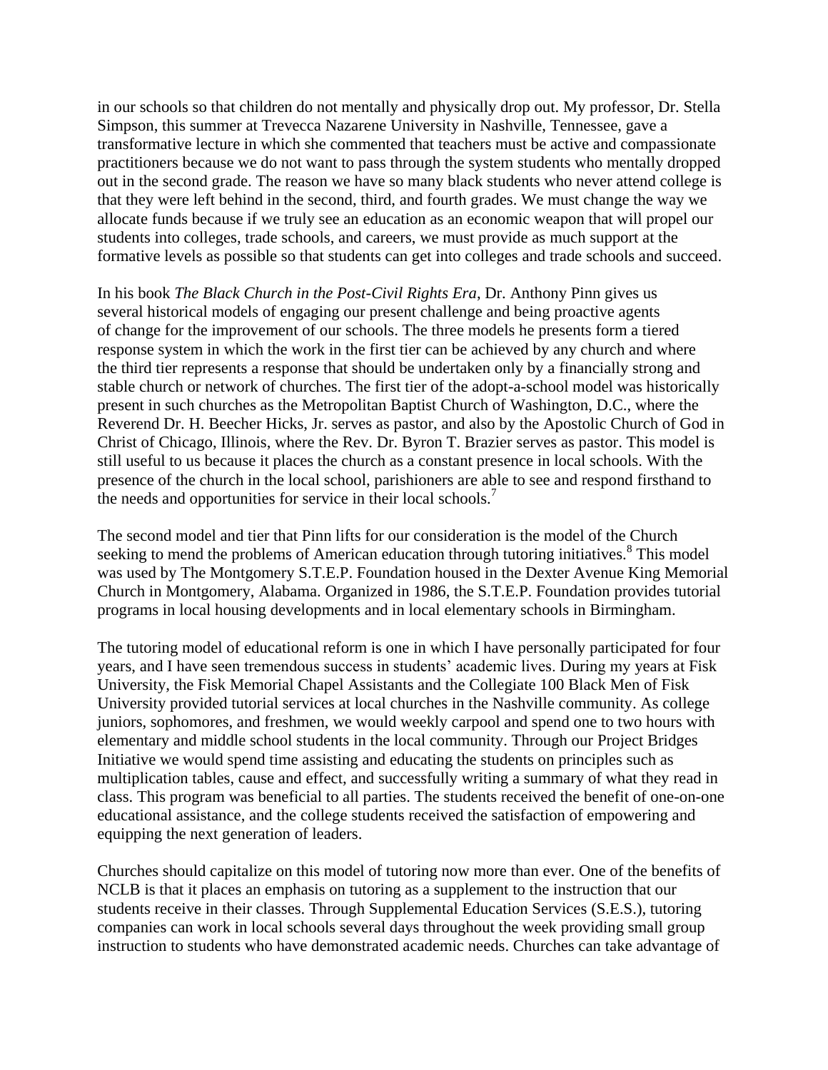in our schools so that children do not mentally and physically drop out. My professor, Dr. Stella Simpson, this summer at Trevecca Nazarene University in Nashville, Tennessee, gave a transformative lecture in which she commented that teachers must be active and compassionate practitioners because we do not want to pass through the system students who mentally dropped out in the second grade. The reason we have so many black students who never attend college is that they were left behind in the second, third, and fourth grades. We must change the way we allocate funds because if we truly see an education as an economic weapon that will propel our students into colleges, trade schools, and careers, we must provide as much support at the formative levels as possible so that students can get into colleges and trade schools and succeed.

In his book *The Black Church in the Post-Civil Rights Era*, Dr. Anthony Pinn gives us several historical models of engaging our present challenge and being proactive agents of change for the improvement of our schools. The three models he presents form a tiered response system in which the work in the first tier can be achieved by any church and where the third tier represents a response that should be undertaken only by a financially strong and stable church or network of churches. The first tier of the adopt-a-school model was historically present in such churches as the Metropolitan Baptist Church of Washington, D.C., where the Reverend Dr. H. Beecher Hicks, Jr. serves as pastor, and also by the Apostolic Church of God in Christ of Chicago, Illinois, where the Rev. Dr. Byron T. Brazier serves as pastor. This model is still useful to us because it places the church as a constant presence in local schools. With the presence of the church in the local school, parishioners are able to see and respond firsthand to the needs and opportunities for service in their local schools.[7]

The second model and tier that Pinn lifts for our consideration is the model of the Church seeking to mend the problems of American education through tutoring initiatives.[8] This model was used by The Montgomery S.T.E.P. Foundation housed in the Dexter Avenue King Memorial Church in Montgomery, Alabama. Organized in 1986, the S.T.E.P. Foundation provides tutorial programs in local housing developments and in local elementary schools in Birmingham.

The tutoring model of educational reform is one in which I have personally participated for four years, and I have seen tremendous success in students' academic lives. During my years at Fisk University, the Fisk Memorial Chapel Assistants and the Collegiate 100 Black Men of Fisk University provided tutorial services at local churches in the Nashville community. As college juniors, sophomores, and freshmen, we would weekly carpool and spend one to two hours with elementary and middle school students in the local community. Through our Project Bridges Initiative we would spend time assisting and educating the students on principles such as multiplication tables, cause and effect, and successfully writing a summary of what they read in class. This program was beneficial to all parties. The students received the benefit of one-on-one educational assistance, and the college students received the satisfaction of empowering and equipping the next generation of leaders.

Churches should capitalize on this model of tutoring now more than ever. One of the benefits of NCLB is that it places an emphasis on tutoring as a supplement to the instruction that our students receive in their classes. Through Supplemental Education Services (S.E.S.), tutoring companies can work in local schools several days throughout the week providing small group instruction to students who have demonstrated academic needs. Churches can take advantage of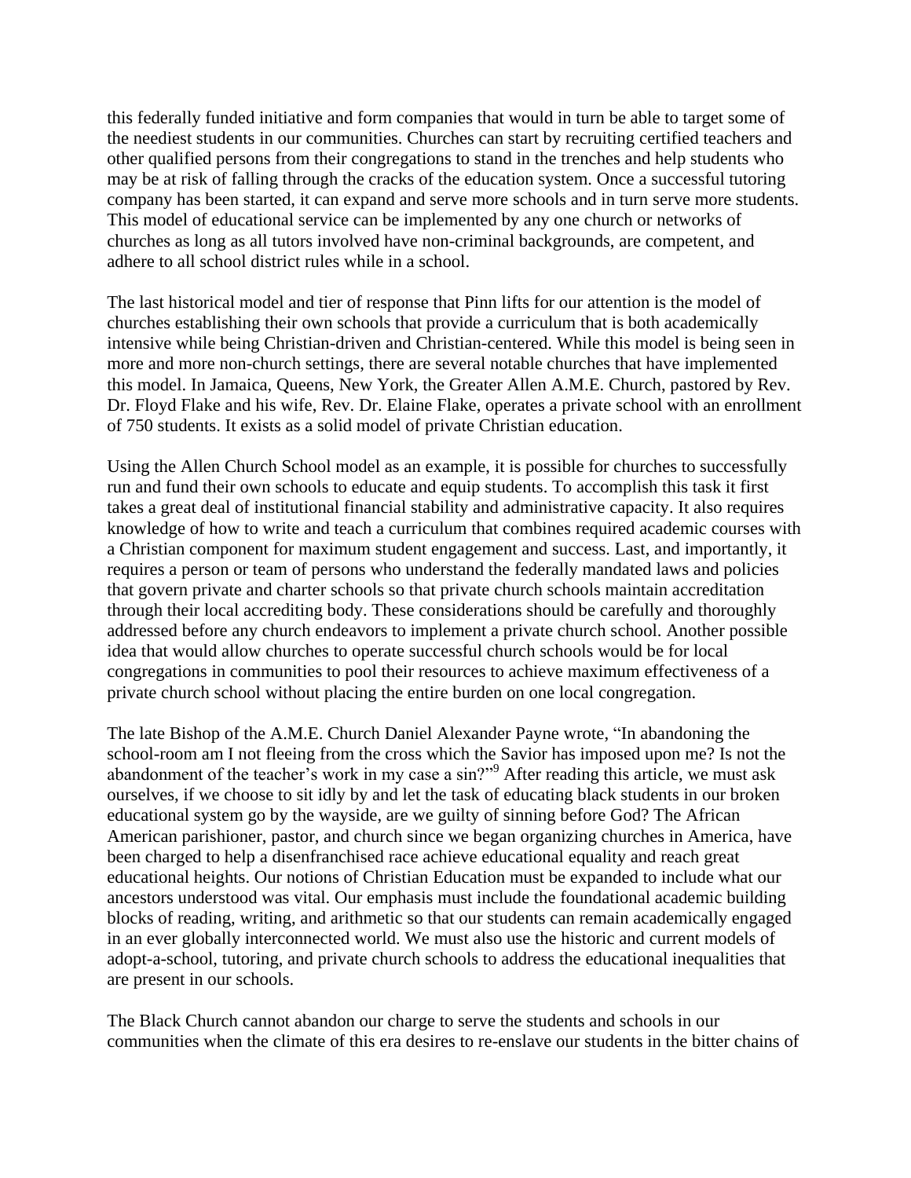this federally funded initiative and form companies that would in turn be able to target some of the neediest students in our communities. Churches can start by recruiting certified teachers and other qualified persons from their congregations to stand in the trenches and help students who may be at risk of falling through the cracks of the education system. Once a successful tutoring company has been started, it can expand and serve more schools and in turn serve more students. This model of educational service can be implemented by any one church or networks of churches as long as all tutors involved have non-criminal backgrounds, are competent, and adhere to all school district rules while in a school.

The last historical model and tier of response that Pinn lifts for our attention is the model of churches establishing their own schools that provide a curriculum that is both academically intensive while being Christian-driven and Christian-centered. While this model is being seen in more and more non-church settings, there are several notable churches that have implemented this model. In Jamaica, Queens, New York, the Greater Allen A.M.E. Church, pastored by Rev. Dr. Floyd Flake and his wife, Rev. Dr. Elaine Flake, operates a private school with an enrollment of 750 students. It exists as a solid model of private Christian education.

Using the Allen Church School model as an example, it is possible for churches to successfully run and fund their own schools to educate and equip students. To accomplish this task it first takes a great deal of institutional financial stability and administrative capacity. It also requires knowledge of how to write and teach a curriculum that combines required academic courses with a Christian component for maximum student engagement and success. Last, and importantly, it requires a person or team of persons who understand the federally mandated laws and policies that govern private and charter schools so that private church schools maintain accreditation through their local accrediting body. These considerations should be carefully and thoroughly addressed before any church endeavors to implement a private church school. Another possible idea that would allow churches to operate successful church schools would be for local congregations in communities to pool their resources to achieve maximum effectiveness of a private church school without placing the entire burden on one local congregation.

The late Bishop of the A.M.E. Church Daniel Alexander Payne wrote, "In abandoning the school-room am I not fleeing from the cross which the Savior has imposed upon me? Is not the abandonment of the teacher's work in my case a sin?"[9] After reading this article, we must ask ourselves, if we choose to sit idly by and let the task of educating black students in our broken educational system go by the wayside, are we guilty of sinning before God? The African American parishioner, pastor, and church since we began organizing churches in America, have been charged to help a disenfranchised race achieve educational equality and reach great educational heights. Our notions of Christian Education must be expanded to include what our ancestors understood was vital. Our emphasis must include the foundational academic building blocks of reading, writing, and arithmetic so that our students can remain academically engaged in an ever globally interconnected world. We must also use the historic and current models of adopt-a-school, tutoring, and private church schools to address the educational inequalities that are present in our schools.

The Black Church cannot abandon our charge to serve the students and schools in our communities when the climate of this era desires to re-enslave our students in the bitter chains of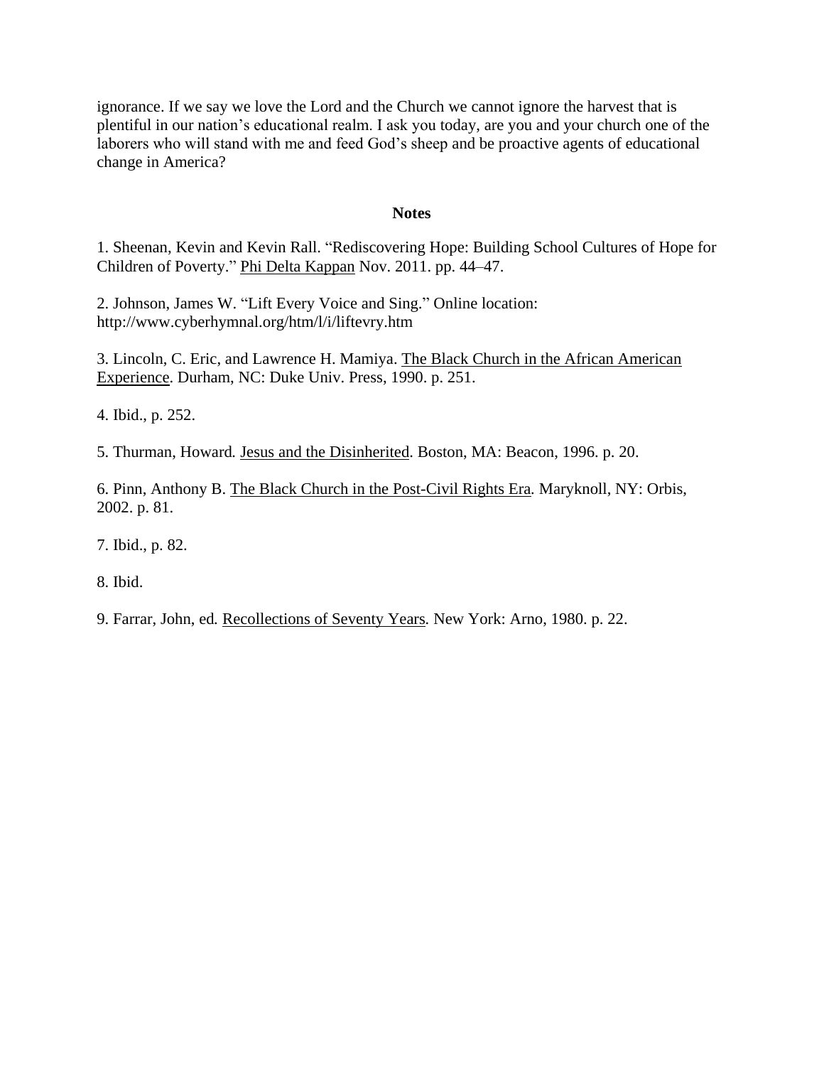ignorance. If we say we love the Lord and the Church we cannot ignore the harvest that is plentiful in our nation's educational realm. I ask you today, are you and your church one of the laborers who will stand with me and feed God's sheep and be proactive agents of educational change in America?

**Notes**

1. Sheenan, Kevin and Kevin Rall. "Rediscovering Hope: Building School Cultures of Hope for Children of Poverty." Phi Delta Kappan Nov. 2011. pp. 44–47.

2. Johnson, James W. "Lift Every Voice and Sing." Online location: http://www.cyberhymnal.org/htm/l/i/liftevry.htm

3. Lincoln, C. Eric, and Lawrence H. Mamiya. The Black Church in the African American Experience. Durham, NC: Duke Univ. Press, 1990. p. 251.

4. Ibid., p. 252.

5. Thurman, Howard. Jesus and the Disinherited. Boston, MA: Beacon, 1996. p. 20.

6. Pinn, Anthony B. The Black Church in the Post-Civil Rights Era. Maryknoll, NY: Orbis, 2002. p. 81.

7. Ibid., p. 82.

8. Ibid.

9. Farrar, John, ed. Recollections of Seventy Years. New York: Arno, 1980. p. 22.